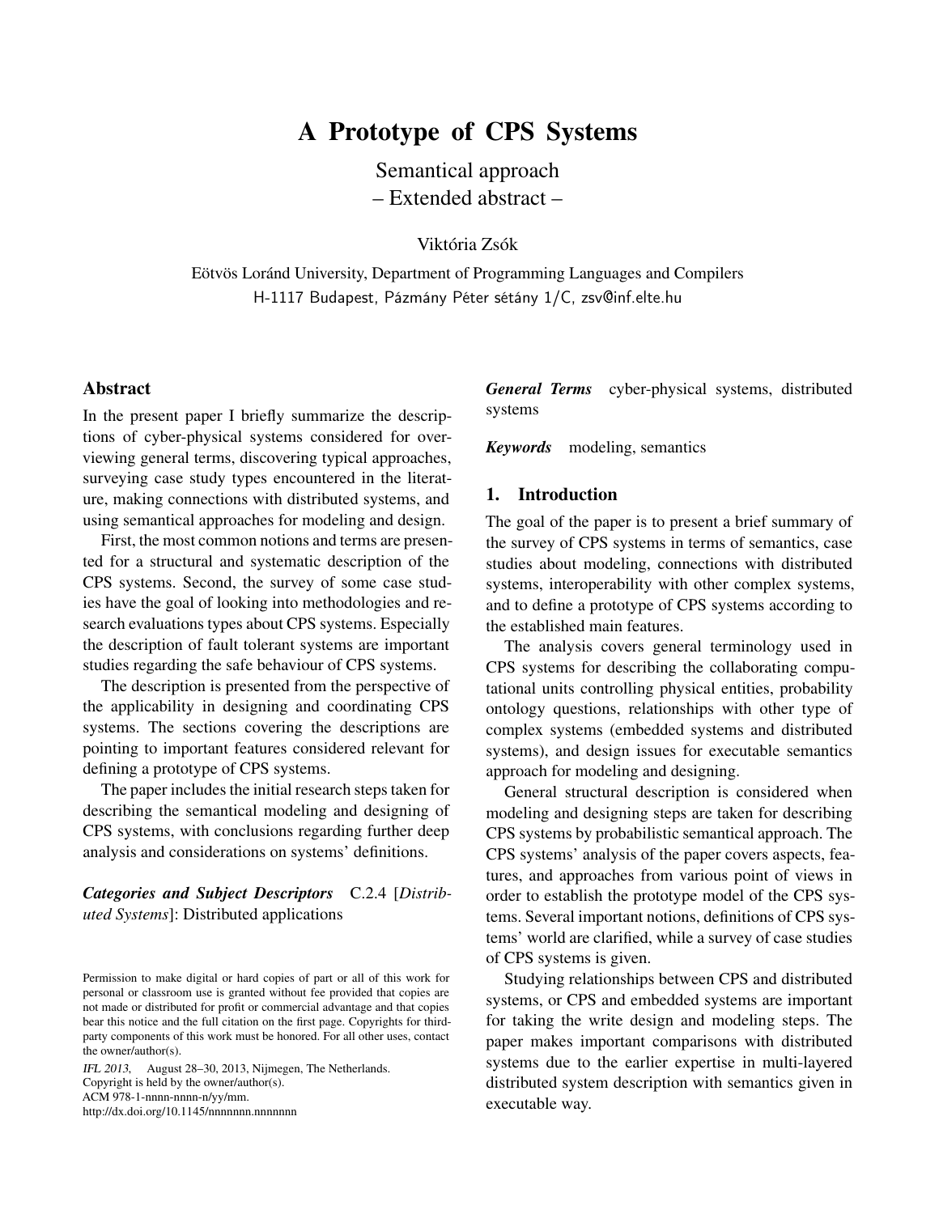# A Prototype of CPS Systems

Semantical approach
– Extended abstract –

Viktória Zsók

Eötvös Loránd University, Department of Programming Languages and Compilers
H-1117 Budapest, Pázmány Péter sétány 1/C, zsv@inf.elte.hu

## Abstract

In the present paper I briefly summarize the descriptions of cyber-physical systems considered for overviewing general terms, discovering typical approaches, surveying case study types encountered in the literature, making connections with distributed systems, and using semantical approaches for modeling and design.

First, the most common notions and terms are presented for a structural and systematic description of the CPS systems. Second, the survey of some case studies have the goal of looking into methodologies and research evaluations types about CPS systems. Especially the description of fault tolerant systems are important studies regarding the safe behaviour of CPS systems.

The description is presented from the perspective of the applicability in designing and coordinating CPS systems. The sections covering the descriptions are pointing to important features considered relevant for defining a prototype of CPS systems.

The paper includes the initial research steps taken for describing the semantical modeling and designing of CPS systems, with conclusions regarding further deep analysis and considerations on systems' definitions.

***Categories and Subject Descriptors*** C.2.4 [*Distributed Systems*]: Distributed applications

Permission to make digital or hard copies of part or all of this work for personal or classroom use is granted without fee provided that copies are not made or distributed for profit or commercial advantage and that copies bear this notice and the full citation on the first page. Copyrights for third-party components of this work must be honored. For all other uses, contact the owner/author(s).

*IFL 2013*, August 28–30, 2013, Nijmegen, The Netherlands.
Copyright is held by the owner/author(s).
ACM 978-1-nnnn-nnnn-n/yy/mm.
http://dx.doi.org/10.1145/nnnnnnn.nnnnnnn

***General Terms*** cyber-physical systems, distributed systems

***Keywords*** modeling, semantics

## 1. Introduction

The goal of the paper is to present a brief summary of the survey of CPS systems in terms of semantics, case studies about modeling, connections with distributed systems, interoperability with other complex systems, and to define a prototype of CPS systems according to the established main features.

The analysis covers general terminology used in CPS systems for describing the collaborating computational units controlling physical entities, probability ontology questions, relationships with other type of complex systems (embedded systems and distributed systems), and design issues for executable semantics approach for modeling and designing.

General structural description is considered when modeling and designing steps are taken for describing CPS systems by probabilistic semantical approach. The CPS systems' analysis of the paper covers aspects, features, and approaches from various point of views in order to establish the prototype model of the CPS systems. Several important notions, definitions of CPS systems' world are clarified, while a survey of case studies of CPS systems is given.

Studying relationships between CPS and distributed systems, or CPS and embedded systems are important for taking the write design and modeling steps. The paper makes important comparisons with distributed systems due to the earlier expertise in multi-layered distributed system description with semantics given in executable way.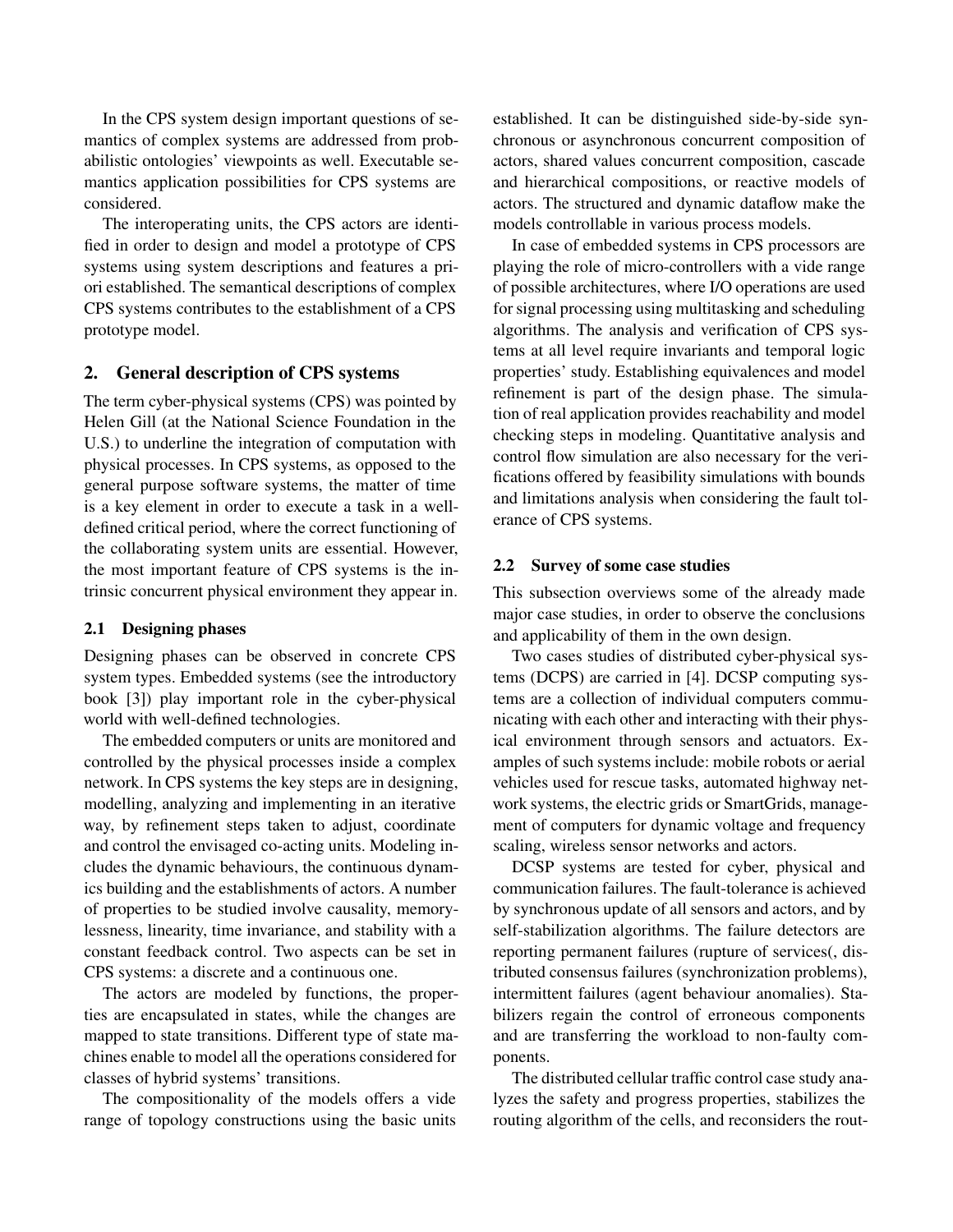In the CPS system design important questions of semantics of complex systems are addressed from probabilistic ontologies' viewpoints as well. Executable semantics application possibilities for CPS systems are considered.

The interoperating units, the CPS actors are identified in order to design and model a prototype of CPS systems using system descriptions and features a priori established. The semantical descriptions of complex CPS systems contributes to the establishment of a CPS prototype model.

## 2. General description of CPS systems

The term cyber-physical systems (CPS) was pointed by Helen Gill (at the National Science Foundation in the U.S.) to underline the integration of computation with physical processes. In CPS systems, as opposed to the general purpose software systems, the matter of time is a key element in order to execute a task in a well-defined critical period, where the correct functioning of the collaborating system units are essential. However, the most important feature of CPS systems is the intrinsic concurrent physical environment they appear in.

### 2.1 Designing phases

Designing phases can be observed in concrete CPS system types. Embedded systems (see the introductory book [3]) play important role in the cyber-physical world with well-defined technologies.

The embedded computers or units are monitored and controlled by the physical processes inside a complex network. In CPS systems the key steps are in designing, modelling, analyzing and implementing in an iterative way, by refinement steps taken to adjust, coordinate and control the envisaged co-acting units. Modeling includes the dynamic behaviours, the continuous dynamics building and the establishments of actors. A number of properties to be studied involve causality, memorylessness, linearity, time invariance, and stability with a constant feedback control. Two aspects can be set in CPS systems: a discrete and a continuous one.

The actors are modeled by functions, the properties are encapsulated in states, while the changes are mapped to state transitions. Different type of state machines enable to model all the operations considered for classes of hybrid systems' transitions.

The compositionality of the models offers a vide range of topology constructions using the basic units established. It can be distinguished side-by-side synchronous or asynchronous concurrent composition of actors, shared values concurrent composition, cascade and hierarchical compositions, or reactive models of actors. The structured and dynamic dataflow make the models controllable in various process models.

In case of embedded systems in CPS processors are playing the role of micro-controllers with a vide range of possible architectures, where I/O operations are used for signal processing using multitasking and scheduling algorithms. The analysis and verification of CPS systems at all level require invariants and temporal logic properties' study. Establishing equivalences and model refinement is part of the design phase. The simulation of real application provides reachability and model checking steps in modeling. Quantitative analysis and control flow simulation are also necessary for the verifications offered by feasibility simulations with bounds and limitations analysis when considering the fault tolerance of CPS systems.

### 2.2 Survey of some case studies

This subsection overviews some of the already made major case studies, in order to observe the conclusions and applicability of them in the own design.

Two cases studies of distributed cyber-physical systems (DCPS) are carried in [4]. DCSP computing systems are a collection of individual computers communicating with each other and interacting with their physical environment through sensors and actuators. Examples of such systems include: mobile robots or aerial vehicles used for rescue tasks, automated highway network systems, the electric grids or SmartGrids, management of computers for dynamic voltage and frequency scaling, wireless sensor networks and actors.

DCSP systems are tested for cyber, physical and communication failures. The fault-tolerance is achieved by synchronous update of all sensors and actors, and by self-stabilization algorithms. The failure detectors are reporting permanent failures (rupture of services(, distributed consensus failures (synchronization problems), intermittent failures (agent behaviour anomalies). Stabilizers regain the control of erroneous components and are transferring the workload to non-faulty components.

The distributed cellular traffic control case study analyzes the safety and progress properties, stabilizes the routing algorithm of the cells, and reconsiders the rout-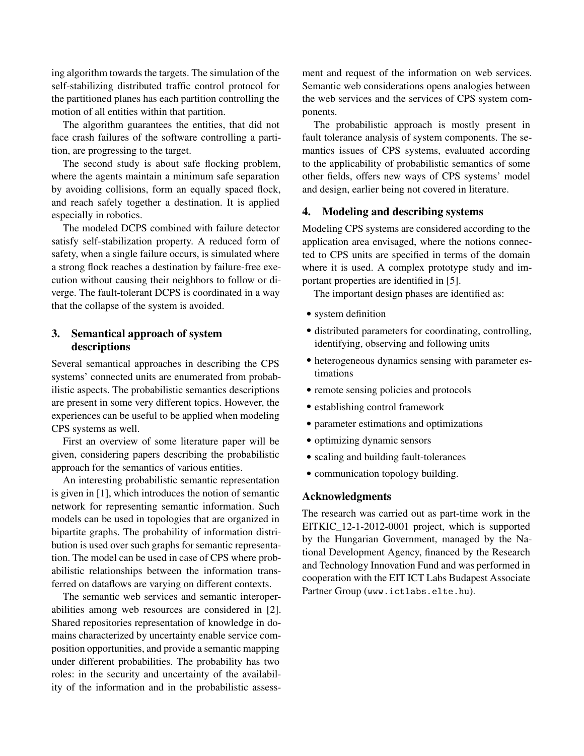ing algorithm towards the targets. The simulation of the self-stabilizing distributed traffic control protocol for the partitioned planes has each partition controlling the motion of all entities within that partition.

The algorithm guarantees the entities, that did not face crash failures of the software controlling a partition, are progressing to the target.

The second study is about safe flocking problem, where the agents maintain a minimum safe separation by avoiding collisions, form an equally spaced flock, and reach safely together a destination. It is applied especially in robotics.

The modeled DCPS combined with failure detector satisfy self-stabilization property. A reduced form of safety, when a single failure occurs, is simulated where a strong flock reaches a destination by failure-free execution without causing their neighbors to follow or diverge. The fault-tolerant DCPS is coordinated in a way that the collapse of the system is avoided.

## 3. Semantical approach of system descriptions

Several semantical approaches in describing the CPS systems' connected units are enumerated from probabilistic aspects. The probabilistic semantics descriptions are present in some very different topics. However, the experiences can be useful to be applied when modeling CPS systems as well.

First an overview of some literature paper will be given, considering papers describing the probabilistic approach for the semantics of various entities.

An interesting probabilistic semantic representation is given in [1], which introduces the notion of semantic network for representing semantic information. Such models can be used in topologies that are organized in bipartite graphs. The probability of information distribution is used over such graphs for semantic representation. The model can be used in case of CPS where probabilistic relationships between the information transferred on dataflows are varying on different contexts.

The semantic web services and semantic interoperabilities among web resources are considered in [2]. Shared repositories representation of knowledge in domains characterized by uncertainty enable service composition opportunities, and provide a semantic mapping under different probabilities. The probability has two roles: in the security and uncertainty of the availability of the information and in the probabilistic assessment and request of the information on web services. Semantic web considerations opens analogies between the web services and the services of CPS system components.

The probabilistic approach is mostly present in fault tolerance analysis of system components. The semantics issues of CPS systems, evaluated according to the applicability of probabilistic semantics of some other fields, offers new ways of CPS systems' model and design, earlier being not covered in literature.

## 4. Modeling and describing systems

Modeling CPS systems are considered according to the application area envisaged, where the notions connected to CPS units are specified in terms of the domain where it is used. A complex prototype study and important properties are identified in [5].

The important design phases are identified as:

- system definition
- distributed parameters for coordinating, controlling, identifying, observing and following units
- heterogeneous dynamics sensing with parameter estimations
- remote sensing policies and protocols
- establishing control framework
- parameter estimations and optimizations
- optimizing dynamic sensors
- scaling and building fault-tolerances
- communication topology building.

## Acknowledgments

The research was carried out as part-time work in the EITKIC_12-1-2012-0001 project, which is supported by the Hungarian Government, managed by the National Development Agency, financed by the Research and Technology Innovation Fund and was performed in cooperation with the EIT ICT Labs Budapest Associate Partner Group (www.ictlabs.elte.hu).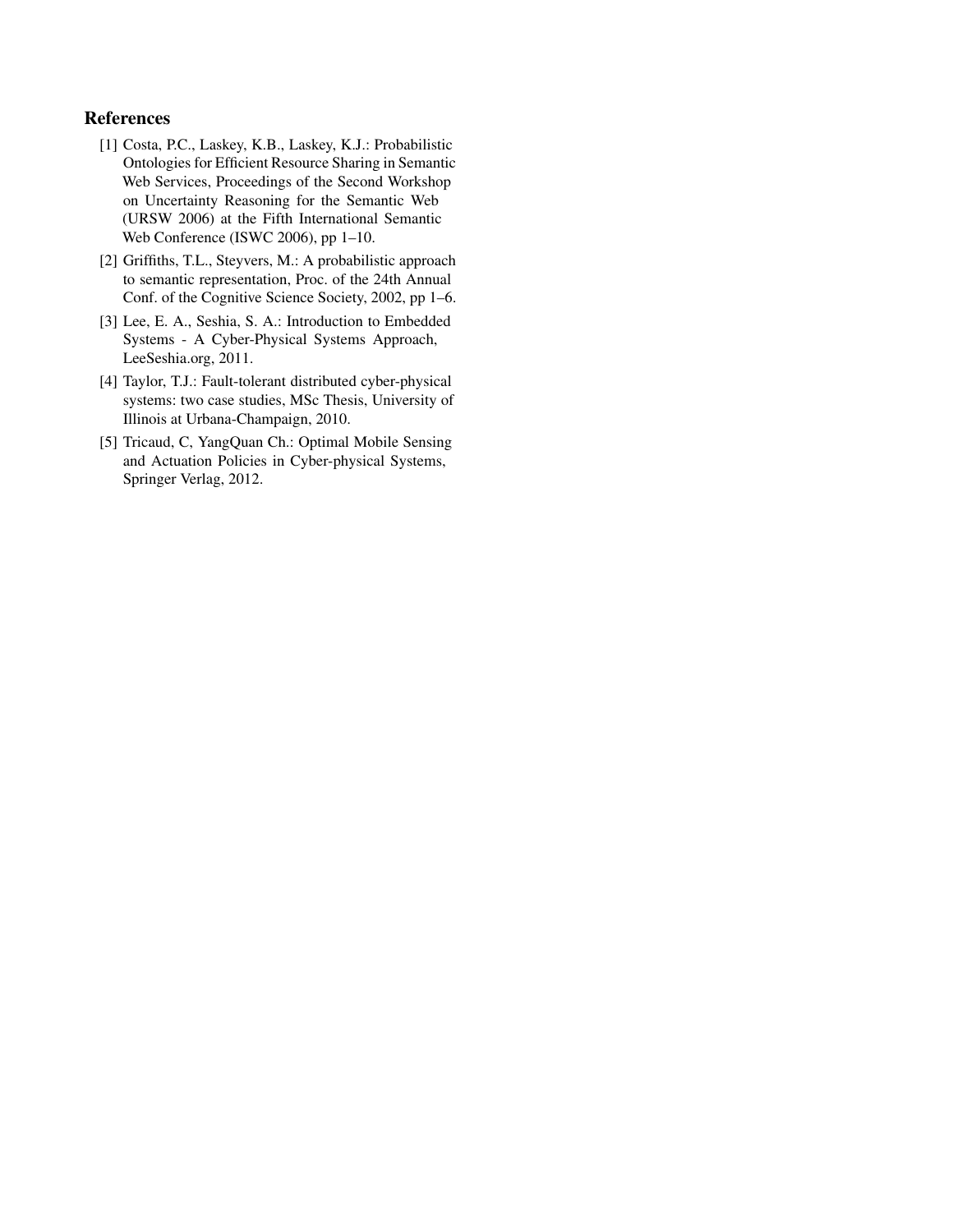## References

[1] Costa, P.C., Laskey, K.B., Laskey, K.J.: Probabilistic Ontologies for Efficient Resource Sharing in Semantic Web Services, Proceedings of the Second Workshop on Uncertainty Reasoning for the Semantic Web (URSW 2006) at the Fifth International Semantic Web Conference (ISWC 2006), pp 1–10.

[2] Griffiths, T.L., Steyvers, M.: A probabilistic approach to semantic representation, Proc. of the 24th Annual Conf. of the Cognitive Science Society, 2002, pp 1–6.

[3] Lee, E. A., Seshia, S. A.: Introduction to Embedded Systems - A Cyber-Physical Systems Approach, LeeSeshia.org, 2011.

[4] Taylor, T.J.: Fault-tolerant distributed cyber-physical systems: two case studies, MSc Thesis, University of Illinois at Urbana-Champaign, 2010.

[5] Tricaud, C, YangQuan Ch.: Optimal Mobile Sensing and Actuation Policies in Cyber-physical Systems, Springer Verlag, 2012.